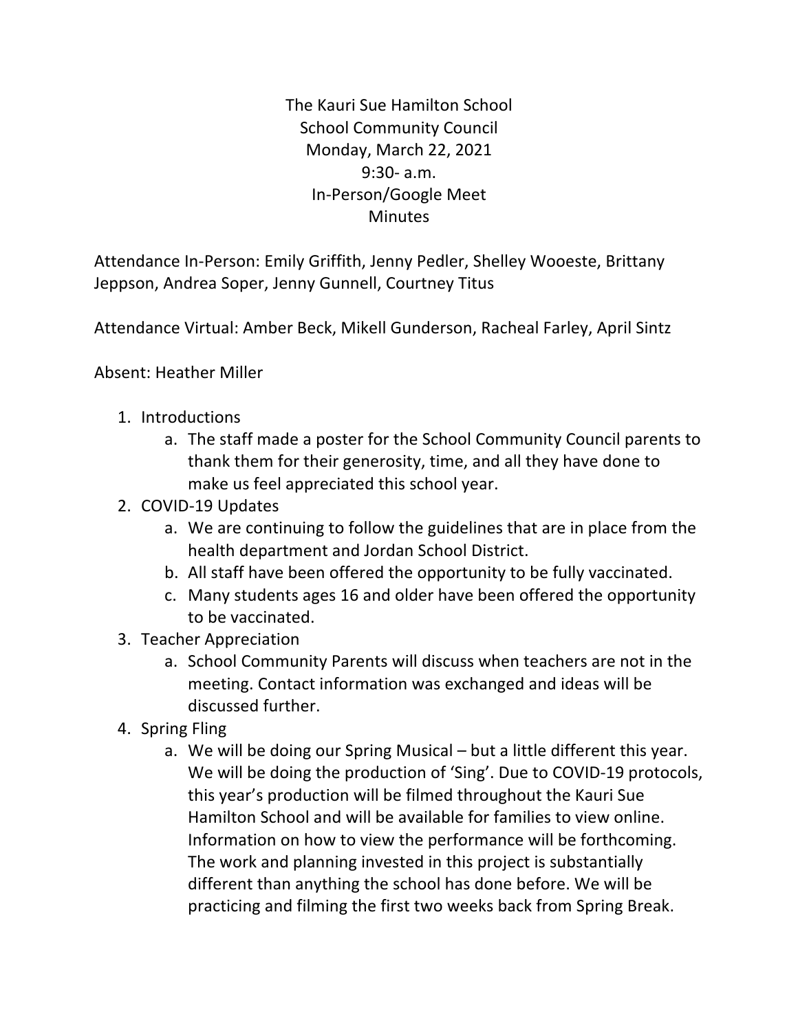The Kauri Sue Hamilton School
School Community Council
Monday, March 22, 2021
9:30- a.m.
In-Person/Google Meet
Minutes

Attendance In-Person: Emily Griffith, Jenny Pedler, Shelley Wooeste, Brittany Jeppson, Andrea Soper, Jenny Gunnell, Courtney Titus

Attendance Virtual: Amber Beck, Mikell Gunderson, Racheal Farley, April Sintz

Absent: Heather Miller

1. Introductions
    a. The staff made a poster for the School Community Council parents to thank them for their generosity, time, and all they have done to make us feel appreciated this school year.
2. COVID-19 Updates
    a. We are continuing to follow the guidelines that are in place from the health department and Jordan School District.
    b. All staff have been offered the opportunity to be fully vaccinated.
    c. Many students ages 16 and older have been offered the opportunity to be vaccinated.
3. Teacher Appreciation
    a. School Community Parents will discuss when teachers are not in the meeting. Contact information was exchanged and ideas will be discussed further.
4. Spring Fling
    a. We will be doing our Spring Musical – but a little different this year. We will be doing the production of 'Sing'. Due to COVID-19 protocols, this year's production will be filmed throughout the Kauri Sue Hamilton School and will be available for families to view online. Information on how to view the performance will be forthcoming. The work and planning invested in this project is substantially different than anything the school has done before. We will be practicing and filming the first two weeks back from Spring Break.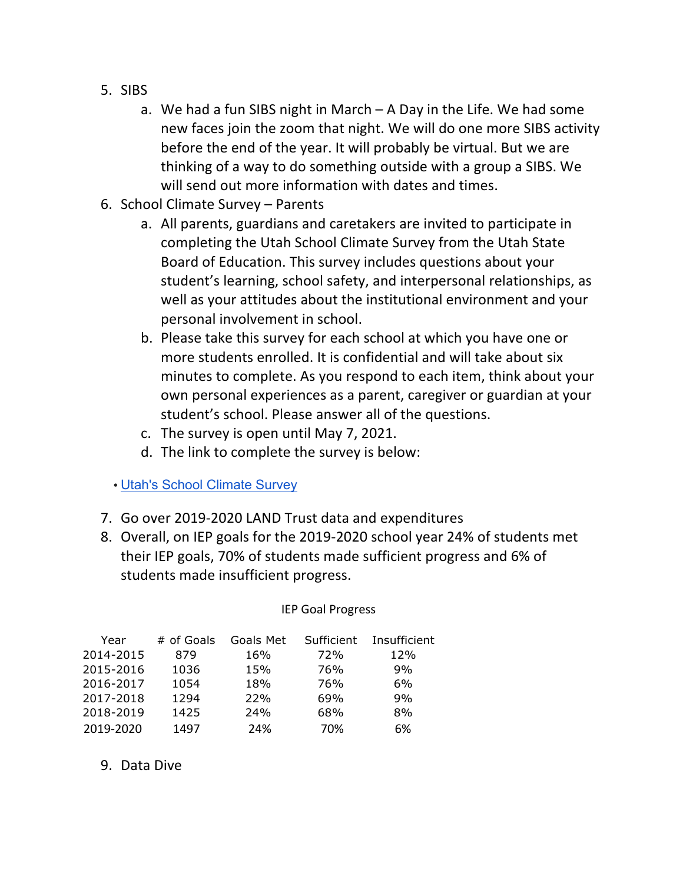5. SIBS
    a. We had a fun SIBS night in March – A Day in the Life. We had some new faces join the zoom that night. We will do one more SIBS activity before the end of the year. It will probably be virtual. But we are thinking of a way to do something outside with a group a SIBS. We will send out more information with dates and times.
6. School Climate Survey – Parents
    a. All parents, guardians and caretakers are invited to participate in completing the Utah School Climate Survey from the Utah State Board of Education. This survey includes questions about your student's learning, school safety, and interpersonal relationships, as well as your attitudes about the institutional environment and your personal involvement in school.
    b. Please take this survey for each school at which you have one or more students enrolled. It is confidential and will take about six minutes to complete. As you respond to each item, think about your own personal experiences as a parent, caregiver or guardian at your student's school. Please answer all of the questions.
    c. The survey is open until May 7, 2021.
    d. The link to complete the survey is below:

- Utah's School Climate Survey

7. Go over 2019-2020 LAND Trust data and expenditures
8. Overall, on IEP goals for the 2019-2020 school year 24% of students met their IEP goals, 70% of students made sufficient progress and 6% of students made insufficient progress.

IEP Goal Progress

| Year | # of Goals | Goals Met | Sufficient | Insufficient |
|---|---|---|---|---|
| 2014-2015 | 879 | 16% | 72% | 12% |
| 2015-2016 | 1036 | 15% | 76% | 9% |
| 2016-2017 | 1054 | 18% | 76% | 6% |
| 2017-2018 | 1294 | 22% | 69% | 9% |
| 2018-2019 | 1425 | 24% | 68% | 8% |
| 2019-2020 | 1497 | 24% | 70% | 6% |

9. Data Dive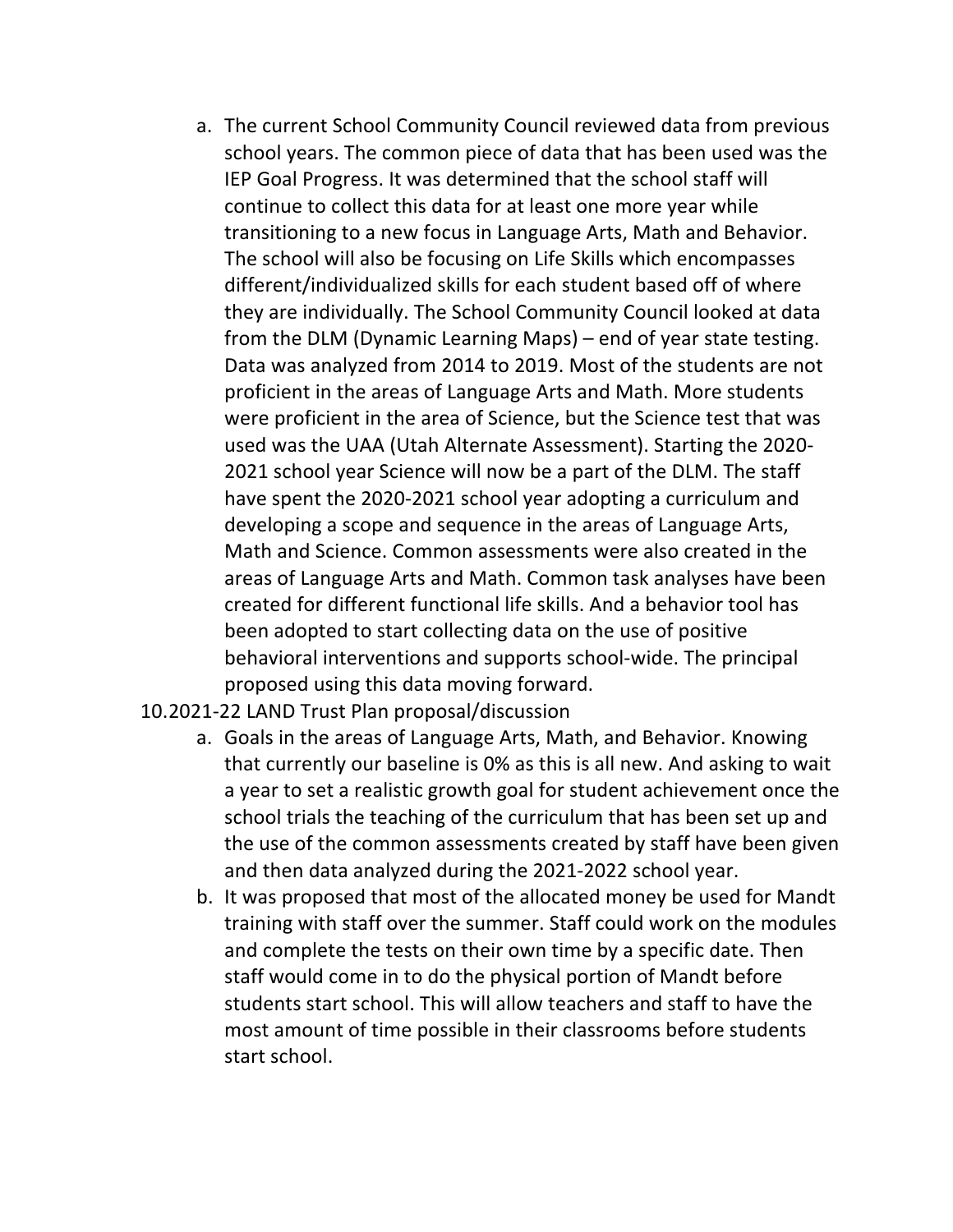a. The current School Community Council reviewed data from previous school years. The common piece of data that has been used was the IEP Goal Progress. It was determined that the school staff will continue to collect this data for at least one more year while transitioning to a new focus in Language Arts, Math and Behavior. The school will also be focusing on Life Skills which encompasses different/individualized skills for each student based off of where they are individually. The School Community Council looked at data from the DLM (Dynamic Learning Maps) – end of year state testing. Data was analyzed from 2014 to 2019. Most of the students are not proficient in the areas of Language Arts and Math. More students were proficient in the area of Science, but the Science test that was used was the UAA (Utah Alternate Assessment). Starting the 2020-2021 school year Science will now be a part of the DLM. The staff have spent the 2020-2021 school year adopting a curriculum and developing a scope and sequence in the areas of Language Arts, Math and Science. Common assessments were also created in the areas of Language Arts and Math. Common task analyses have been created for different functional life skills. And a behavior tool has been adopted to start collecting data on the use of positive behavioral interventions and supports school-wide. The principal proposed using this data moving forward.

10. 2021-22 LAND Trust Plan proposal/discussion
   a. Goals in the areas of Language Arts, Math, and Behavior. Knowing that currently our baseline is 0% as this is all new. And asking to wait a year to set a realistic growth goal for student achievement once the school trials the teaching of the curriculum that has been set up and the use of the common assessments created by staff have been given and then data analyzed during the 2021-2022 school year.
   b. It was proposed that most of the allocated money be used for Mandt training with staff over the summer. Staff could work on the modules and complete the tests on their own time by a specific date. Then staff would come in to do the physical portion of Mandt before students start school. This will allow teachers and staff to have the most amount of time possible in their classrooms before students start school.